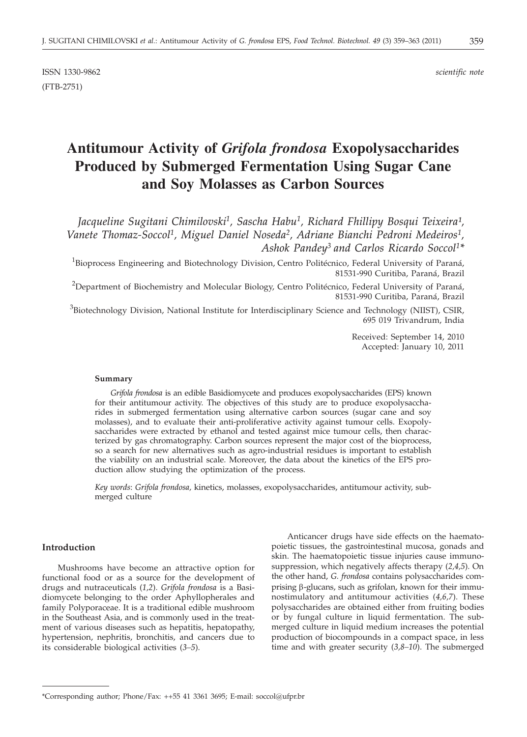ISSN 1330-9862 *scientific note*

(FTB-2751)

# Antitumour Activity of *Grifola frondosa* Exopolysaccharides Produced by Submerged Fermentation Using Sugar Cane and Soy Molasses as Carbon Sources

*Jacqueline Sugitani Chimilovski[1], Sascha Habu[1], Richard Fhillipy Bosqui Teixeira[1], Vanete Thomaz-Soccol[1], Miguel Daniel Noseda[2], Adriane Bianchi Pedroni Medeiros[1], Ashok Pandey[3] and Carlos Ricardo Soccol[1]\**

[1]Bioprocess Engineering and Biotechnology Division, Centro Politécnico, Federal University of Paraná, 81531-990 Curitiba, Paraná, Brazil

[2]Department of Biochemistry and Molecular Biology, Centro Politécnico, Federal University of Paraná, 81531-990 Curitiba, Paraná, Brazil

[3]Biotechnology Division, National Institute for Interdisciplinary Science and Technology (NIIST), CSIR, 695 019 Trivandrum, India

Received: September 14, 2010
Accepted: January 10, 2011

**Summary**

*Grifola frondosa* is an edible Basidiomycete and produces exopolysaccharides (EPS) known for their antitumour activity. The objectives of this study are to produce exopolysaccharides in submerged fermentation using alternative carbon sources (sugar cane and soy molasses), and to evaluate their anti-proliferative activity against tumour cells. Exopolysaccharides were extracted by ethanol and tested against mice tumour cells, then characterized by gas chromatography. Carbon sources represent the major cost of the bioprocess, so a search for new alternatives such as agro-industrial residues is important to establish the viability on an industrial scale. Moreover, the data about the kinetics of the EPS production allow studying the optimization of the process.

*Key words*: *Grifola frondosa,* kinetics, molasses, exopolysaccharides, antitumour activity, submerged culture

## Introduction

Mushrooms have become an attractive option for functional food or as a source for the development of drugs and nutraceuticals (*1,2*). *Grifola frondosa* is a Basidiomycete belonging to the order Aphyllopherales and family Polyporaceae. It is a traditional edible mushroom in the Southeast Asia, and is commonly used in the treatment of various diseases such as hepatitis, hepatopathy, hypertension, nephritis, bronchitis, and cancers due to its considerable biological activities (*3–5*).

Anticancer drugs have side effects on the haematopoietic tissues, the gastrointestinal mucosa, gonads and skin. The haematopoietic tissue injuries cause immunosuppression, which negatively affects therapy (*2,4,5*). On the other hand, *G. frondosa* contains polysaccharides comprising β-glucans, such as grifolan, known for their immunostimulatory and antitumour activities (*4,6,7*). These polysaccharides are obtained either from fruiting bodies or by fungal culture in liquid fermentation. The submerged culture in liquid medium increases the potential production of biocompounds in a compact space, in less time and with greater security (*3,8–10*). The submerged

\*Corresponding author; Phone/Fax: ++55 41 3361 3695; E-mail: soccol@ufpr.br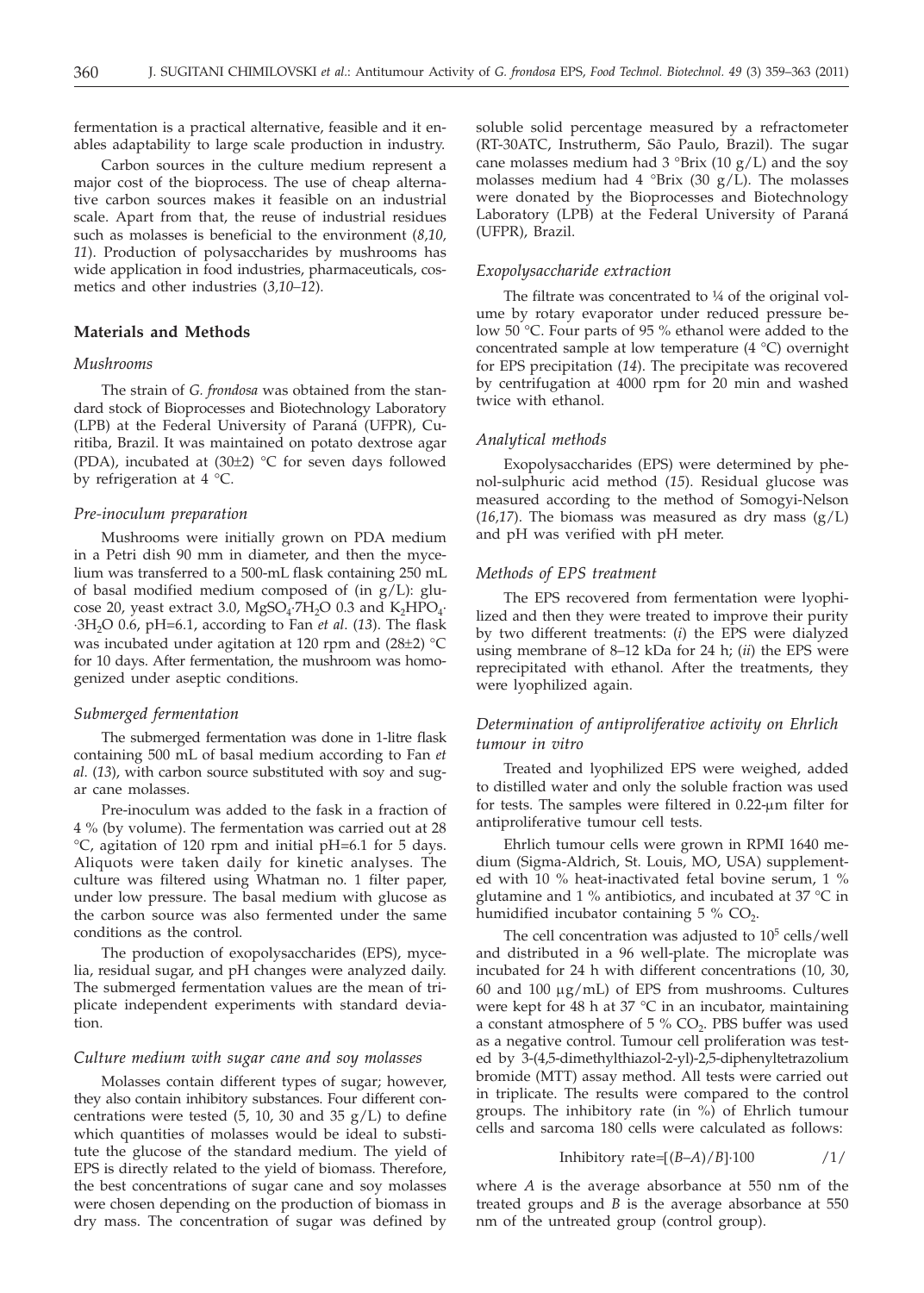fermentation is a practical alternative, feasible and it enables adaptability to large scale production in industry.

Carbon sources in the culture medium represent a major cost of the bioprocess. The use of cheap alternative carbon sources makes it feasible on an industrial scale. Apart from that, the reuse of industrial residues such as molasses is beneficial to the environment (*8,10, 11*). Production of polysaccharides by mushrooms has wide application in food industries, pharmaceuticals, cosmetics and other industries (*3,10–12*).

## Materials and Methods

### *Mushrooms*

The strain of *G. frondosa* was obtained from the standard stock of Bioprocesses and Biotechnology Laboratory (LPB) at the Federal University of Paraná (UFPR), Curitiba, Brazil. It was maintained on potato dextrose agar (PDA), incubated at (30±2) °C for seven days followed by refrigeration at 4 °C.

### *Pre-inoculum preparation*

Mushrooms were initially grown on PDA medium in a Petri dish 90 mm in diameter, and then the mycelium was transferred to a 500-mL flask containing 250 mL of basal modified medium composed of (in g/L): glucose 20, yeast extract 3.0, $MgSO_4·7H_2O$ 0.3 and $K_2HPO_4·3H_2O$ 0.6, pH=6.1, according to Fan *et al.* (*13*). The flask was incubated under agitation at 120 rpm and (28±2) °C for 10 days. After fermentation, the mushroom was homogenized under aseptic conditions.

### *Submerged fermentation*

The submerged fermentation was done in 1-litre flask containing 500 mL of basal medium according to Fan *et al.* (*13*), with carbon source substituted with soy and sugar cane molasses.

Pre-inoculum was added to the fask in a fraction of 4 % (by volume). The fermentation was carried out at 28 °C, agitation of 120 rpm and initial pH=6.1 for 5 days. Aliquots were taken daily for kinetic analyses. The culture was filtered using Whatman no. 1 filter paper, under low pressure. The basal medium with glucose as the carbon source was also fermented under the same conditions as the control.

The production of exopolysaccharides (EPS), mycelia, residual sugar, and pH changes were analyzed daily. The submerged fermentation values are the mean of triplicate independent experiments with standard deviation.

### *Culture medium with sugar cane and soy molasses*

Molasses contain different types of sugar; however, they also contain inhibitory substances. Four different concentrations were tested (5, 10, 30 and 35 g/L) to define which quantities of molasses would be ideal to substitute the glucose of the standard medium. The yield of EPS is directly related to the yield of biomass. Therefore, the best concentrations of sugar cane and soy molasses were chosen depending on the production of biomass in dry mass. The concentration of sugar was defined by soluble solid percentage measured by a refractometer (RT-30ATC, Instrutherm, São Paulo, Brazil). The sugar cane molasses medium had 3 °Brix (10 g/L) and the soy molasses medium had 4 °Brix (30 g/L). The molasses were donated by the Bioprocesses and Biotechnology Laboratory (LPB) at the Federal University of Paraná (UFPR), Brazil.

### *Exopolysaccharide extraction*

The filtrate was concentrated to ¼ of the original volume by rotary evaporator under reduced pressure below 50 °C. Four parts of 95 % ethanol were added to the concentrated sample at low temperature (4 °C) overnight for EPS precipitation (*14*). The precipitate was recovered by centrifugation at 4000 rpm for 20 min and washed twice with ethanol.

### *Analytical methods*

Exopolysaccharides (EPS) were determined by phenol-sulphuric acid method (*15*). Residual glucose was measured according to the method of Somogyi-Nelson (*16,17*). The biomass was measured as dry mass (g/L) and pH was verified with pH meter.

### *Methods of EPS treatment*

The EPS recovered from fermentation were lyophilized and then they were treated to improve their purity by two different treatments: (*i*) the EPS were dialyzed using membrane of 8–12 kDa for 24 h; (*ii*) the EPS were reprecipitated with ethanol. After the treatments, they were lyophilized again.

### *Determination of antiproliferative activity on Ehrlich tumour in vitro*

Treated and lyophilized EPS were weighed, added to distilled water and only the soluble fraction was used for tests. The samples were filtered in 0.22-μm filter for antiproliferative tumour cell tests.

Ehrlich tumour cells were grown in RPMI 1640 medium (Sigma-Aldrich, St. Louis, MO, USA) supplemented with 10 % heat-inactivated fetal bovine serum, 1 % glutamine and 1 % antibiotics, and incubated at 37 °C in humidified incubator containing 5 % $CO_2$.

The cell concentration was adjusted to $10^5$ cells/well and distributed in a 96 well-plate. The microplate was incubated for 24 h with different concentrations (10, 30, 60 and 100 μg/mL) of EPS from mushrooms. Cultures were kept for 48 h at 37 °C in an incubator, maintaining a constant atmosphere of 5 % $CO_2$. PBS buffer was used as a negative control. Tumour cell proliferation was tested by 3-(4,5-dimethylthiazol-2-yl)-2,5-diphenyltetrazolium bromide (MTT) assay method. All tests were carried out in triplicate. The results were compared to the control groups. The inhibitory rate (in %) of Ehrlich tumour cells and sarcoma 180 cells were calculated as follows:

$$\text{Inhibitory rate}=[(B–A)/B]·100 \qquad /1/$$

where $A$ is the average absorbance at 550 nm of the treated groups and $B$ is the average absorbance at 550 nm of the untreated group (control group).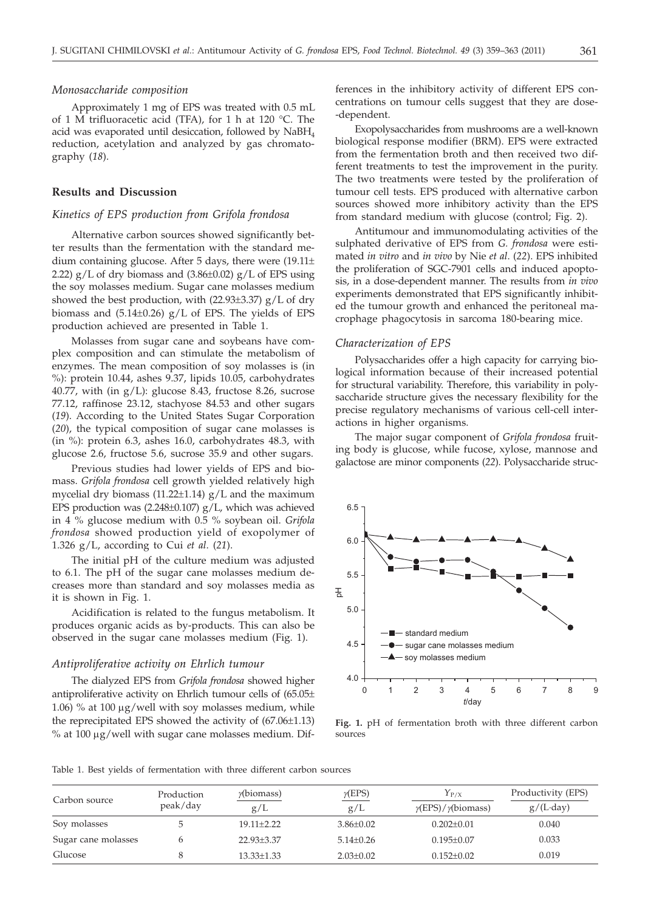### *Monosaccharide composition*

Approximately 1 mg of EPS was treated with 0.5 mL of 1 M trifluoracetic acid (TFA), for 1 h at 120 °C. The acid was evaporated until desiccation, followed by $NaBH_4$ reduction, acetylation and analyzed by gas chromatography (*18*).

## Results and Discussion

### *Kinetics of EPS production from Grifola frondosa*

Alternative carbon sources showed significantly better results than the fermentation with the standard medium containing glucose. After 5 days, there were (19.11±2.22) g/L of dry biomass and (3.86±0.02) g/L of EPS using the soy molasses medium. Sugar cane molasses medium showed the best production, with (22.93±3.37) g/L of dry biomass and (5.14±0.26) g/L of EPS. The yields of EPS production achieved are presented in Table 1.

Molasses from sugar cane and soybeans have complex composition and can stimulate the metabolism of enzymes. The mean composition of soy molasses is (in %): protein 10.44, ashes 9.37, lipids 10.05, carbohydrates 40.77, with (in g/L): glucose 8.43, fructose 8.26, sucrose 77.12, raffinose 23.12, stachyose 84.53 and other sugars (*19*). According to the United States Sugar Corporation (*20*), the typical composition of sugar cane molasses is (in %): protein 6.3, ashes 16.0, carbohydrates 48.3, with glucose 2.6, fructose 5.6, sucrose 35.9 and other sugars.

Previous studies had lower yields of EPS and biomass. *Grifola frondosa* cell growth yielded relatively high mycelial dry biomass (11.22±1.14) g/L and the maximum EPS production was (2.248±0.107) g/L, which was achieved in 4 % glucose medium with 0.5 % soybean oil. *Grifola frondosa* showed production yield of exopolymer of 1.326 g/L, according to Cui *et al.* (*21*).

The initial pH of the culture medium was adjusted to 6.1. The pH of the sugar cane molasses medium decreases more than standard and soy molasses media as it is shown in Fig. 1.

Acidification is related to the fungus metabolism. It produces organic acids as by-products. This can also be observed in the sugar cane molasses medium (Fig. 1).

### *Antiproliferative activity on Ehrlich tumour*

The dialyzed EPS from *Grifola frondosa* showed higher antiproliferative activity on Ehrlich tumour cells of (65.05±1.06) % at 100 μg/well with soy molasses medium, while the reprecipitated EPS showed the activity of (67.06±1.13) % at 100 μg/well with sugar cane molasses medium. Differences in the inhibitory activity of different EPS concentrations on tumour cells suggest that they are dose-dependent.

Exopolysaccharides from mushrooms are a well-known biological response modifier (BRM). EPS were extracted from the fermentation broth and then received two different treatments to test the improvement in the purity. The two treatments were tested by the proliferation of tumour cell tests. EPS produced with alternative carbon sources showed more inhibitory activity than the EPS from standard medium with glucose (control; Fig. 2).

Antitumour and immunomodulating activities of the sulphated derivative of EPS from *G. frondosa* were estimated *in vitro* and *in vivo* by Nie *et al.* (*22*). EPS inhibited the proliferation of SGC-7901 cells and induced apoptosis, in a dose-dependent manner. The results from *in vivo* experiments demonstrated that EPS significantly inhibited the tumour growth and enhanced the peritoneal macrophage phagocytosis in sarcoma 180-bearing mice.

### *Characterization of EPS*

Polysaccharides offer a high capacity for carrying biological information because of their increased potential for structural variability. Therefore, this variability in polysaccharide structure gives the necessary flexibility for the precise regulatory mechanisms of various cell-cell interactions in higher organisms.

The major sugar component of *Grifola frondosa* fruiting body is glucose, while fucose, xylose, mannose and galactose are minor components (*22*). Polysaccharide struc-

**Fig. 1.** pH of fermentation broth with three different carbon sources

Table 1. Best yields of fermentation with three different carbon sources

| Carbon source | Production peak/day | $\gamma$(biomass) g/L | $\gamma$(EPS) g/L | $Y_{P/X}$ $\gamma$(EPS)/$\gamma$(biomass) | Productivity (EPS) g/(L·day) |
|---|---|---|---|---|---|
| Soy molasses | 5 | 19.11±2.22 | 3.86±0.02 | 0.202±0.01 | 0.040 |
| Sugar cane molasses | 6 | 22.93±3.37 | 5.14±0.26 | 0.195±0.07 | 0.033 |
| Glucose | 8 | 13.33±1.33 | 2.03±0.02 | 0.152±0.02 | 0.019 |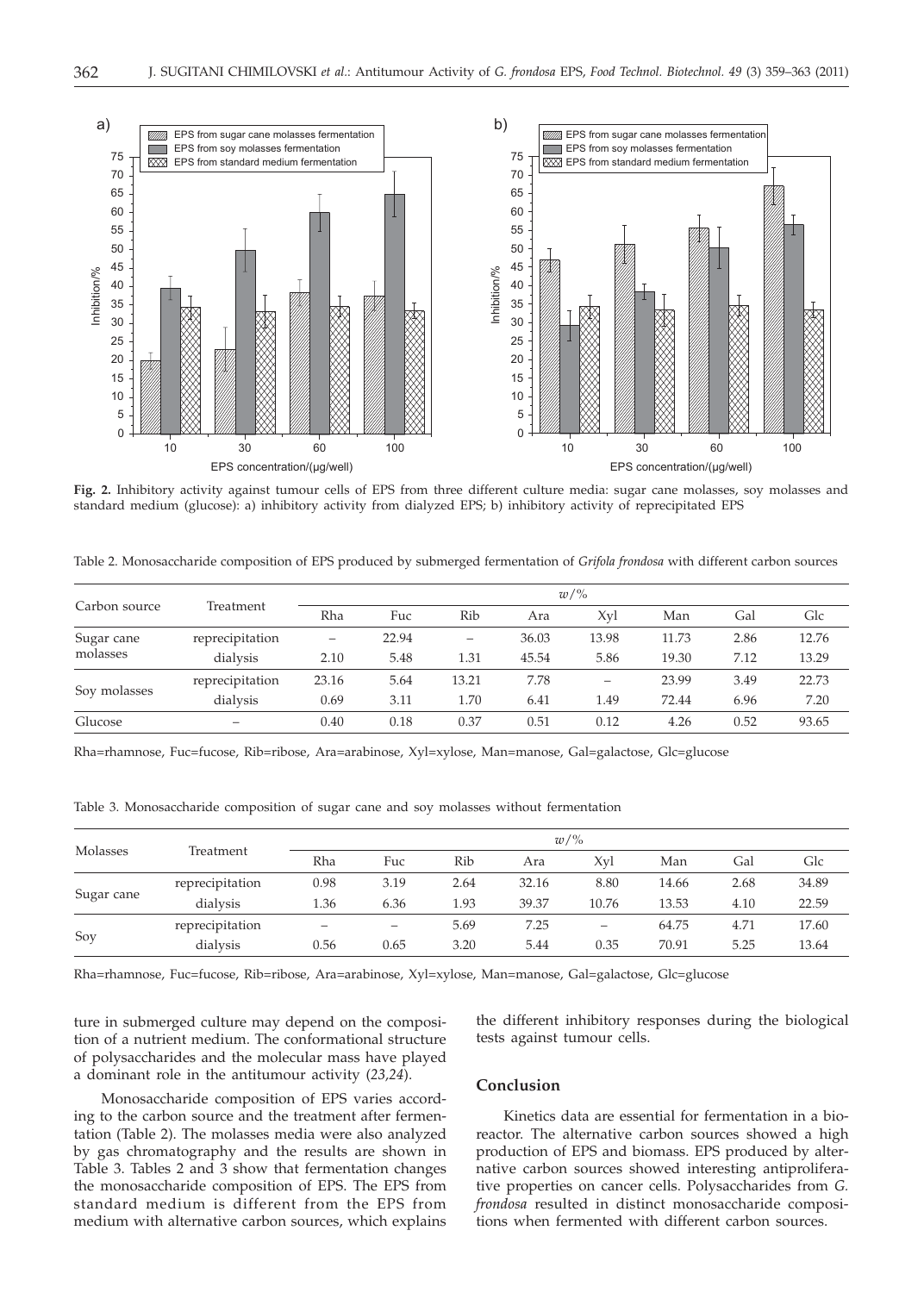Fig. 2. Inhibitory activity against tumour cells of EPS from three different culture media: sugar cane molasses, soy molasses and standard medium (glucose): a) inhibitory activity from dialyzed EPS; b) inhibitory activity of reprecipitated EPS

Table 2. Monosaccharide composition of EPS produced by submerged fermentation of *Grifola frondosa* with different carbon sources

| Carbon source | Treatment | $w$/% | | | | | | | |
|---|---|---|---|---|---|---|---|---|---|
| | | Rha | Fuc | Rib | Ara | Xyl | Man | Gal | Glc |
| Sugar cane molasses | reprecipitation | – | 22.94 | – | 36.03 | 13.98 | 11.73 | 2.86 | 12.76 |
| | dialysis | 2.10 | 5.48 | 1.31 | 45.54 | 5.86 | 19.30 | 7.12 | 13.29 |
| Soy molasses | reprecipitation | 23.16 | 5.64 | 13.21 | 7.78 | – | 23.99 | 3.49 | 22.73 |
| | dialysis | 0.69 | 3.11 | 1.70 | 6.41 | 1.49 | 72.44 | 6.96 | 7.20 |
| Glucose | – | 0.40 | 0.18 | 0.37 | 0.51 | 0.12 | 4.26 | 0.52 | 93.65 |

Rha=rhamnose, Fuc=fucose, Rib=ribose, Ara=arabinose, Xyl=xylose, Man=manose, Gal=galactose, Glc=glucose

Table 3. Monosaccharide composition of sugar cane and soy molasses without fermentation

| Molasses | Treatment | $w$/% | | | | | | | |
|---|---|---|---|---|---|---|---|---|---|
| | | Rha | Fuc | Rib | Ara | Xyl | Man | Gal | Glc |
| Sugar cane | reprecipitation | 0.98 | 3.19 | 2.64 | 32.16 | 8.80 | 14.66 | 2.68 | 34.89 |
| | dialysis | 1.36 | 6.36 | 1.93 | 39.37 | 10.76 | 13.53 | 4.10 | 22.59 |
| Soy | reprecipitation | – | – | 5.69 | 7.25 | – | 64.75 | 4.71 | 17.60 |
| | dialysis | 0.56 | 0.65 | 3.20 | 5.44 | 0.35 | 70.91 | 5.25 | 13.64 |

Rha=rhamnose, Fuc=fucose, Rib=ribose, Ara=arabinose, Xyl=xylose, Man=manose, Gal=galactose, Glc=glucose

ture in submerged culture may depend on the composition of a nutrient medium. The conformational structure of polysaccharides and the molecular mass have played a dominant role in the antitumour activity (*23,24*).

Monosaccharide composition of EPS varies according to the carbon source and the treatment after fermentation (Table 2). The molasses media were also analyzed by gas chromatography and the results are shown in Table 3. Tables 2 and 3 show that fermentation changes the monosaccharide composition of EPS. The EPS from standard medium is different from the EPS from medium with alternative carbon sources, which explains the different inhibitory responses during the biological tests against tumour cells.

## Conclusion

Kinetics data are essential for fermentation in a bioreactor. The alternative carbon sources showed a high production of EPS and biomass. EPS produced by alternative carbon sources showed interesting antiproliferative properties on cancer cells. Polysaccharides from *G. frondosa* resulted in distinct monosaccharide compositions when fermented with different carbon sources.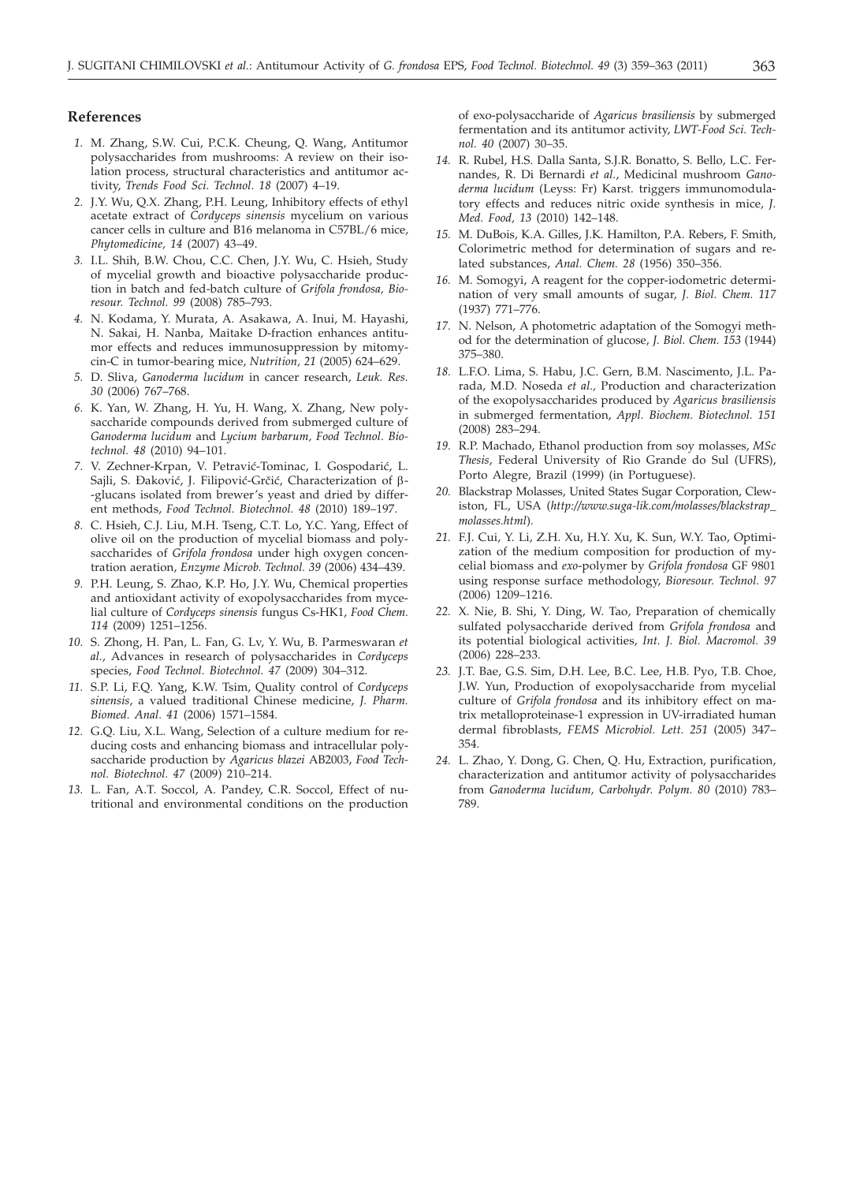## References

1. M. Zhang, S.W. Cui, P.C.K. Cheung, Q. Wang, Antitumor polysaccharides from mushrooms: A review on their isolation process, structural characteristics and antitumor activity, *Trends Food Sci. Technol. 18* (2007) 4–19.
2. J.Y. Wu, Q.X. Zhang, P.H. Leung, Inhibitory effects of ethyl acetate extract of *Cordyceps sinensis* mycelium on various cancer cells in culture and B16 melanoma in C57BL/6 mice, *Phytomedicine, 14* (2007) 43–49.
3. I.L. Shih, B.W. Chou, C.C. Chen, J.Y. Wu, C. Hsieh, Study of mycelial growth and bioactive polysaccharide production in batch and fed-batch culture of *Grifola frondosa*, *Bioresour. Technol. 99* (2008) 785–793.
4. N. Kodama, Y. Murata, A. Asakawa, A. Inui, M. Hayashi, N. Sakai, H. Nanba, Maitake D-fraction enhances antitumor effects and reduces immunosuppression by mitomycin-C in tumor-bearing mice, *Nutrition, 21* (2005) 624–629.
5. D. Sliva, *Ganoderma lucidum* in cancer research, *Leuk. Res. 30* (2006) 767–768.
6. K. Yan, W. Zhang, H. Yu, H. Wang, X. Zhang, New polysaccharide compounds derived from submerged culture of *Ganoderma lucidum* and *Lycium barbarum*, *Food Technol. Biotechnol. 48* (2010) 94–101.
7. V. Zechner-Krpan, V. Petravić-Tominac, I. Gospodarić, L. Sajli, S. Đaković, J. Filipović-Grčić, Characterization of β-glucans isolated from brewer's yeast and dried by different methods, *Food Technol. Biotechnol. 48* (2010) 189–197.
8. C. Hsieh, C.J. Liu, M.H. Tseng, C.T. Lo, Y.C. Yang, Effect of olive oil on the production of mycelial biomass and polysaccharides of *Grifola frondosa* under high oxygen concentration aeration, *Enzyme Microb. Technol. 39* (2006) 434–439.
9. P.H. Leung, S. Zhao, K.P. Ho, J.Y. Wu, Chemical properties and antioxidant activity of exopolysaccharides from mycelial culture of *Cordyceps sinensis* fungus Cs-HK1, *Food Chem. 114* (2009) 1251–1256.
10. S. Zhong, H. Pan, L. Fan, G. Lv, Y. Wu, B. Parmeswaran *et al.*, Advances in research of polysaccharides in *Cordyceps* species, *Food Technol. Biotechnol. 47* (2009) 304–312.
11. S.P. Li, F.Q. Yang, K.W. Tsim, Quality control of *Cordyceps sinensis*, a valued traditional Chinese medicine, *J. Pharm. Biomed. Anal. 41* (2006) 1571–1584.
12. G.Q. Liu, X.L. Wang, Selection of a culture medium for reducing costs and enhancing biomass and intracellular polysaccharide production by *Agaricus blazei* AB2003, *Food Technol. Biotechnol. 47* (2009) 210–214.
13. L. Fan, A.T. Soccol, A. Pandey, C.R. Soccol, Effect of nutritional and environmental conditions on the production of exo-polysaccharide of *Agaricus brasiliensis* by submerged fermentation and its antitumor activity, *LWT-Food Sci. Technol. 40* (2007) 30–35.
14. R. Rubel, H.S. Dalla Santa, S.J.R. Bonatto, S. Bello, L.C. Fernandes, R. Di Bernardi *et al.*, Medicinal mushroom *Ganoderma lucidum* (Leyss: Fr) Karst. triggers immunomodulatory effects and reduces nitric oxide synthesis in mice, *J. Med. Food, 13* (2010) 142–148.
15. M. DuBois, K.A. Gilles, J.K. Hamilton, P.A. Rebers, F. Smith, Colorimetric method for determination of sugars and related substances, *Anal. Chem. 28* (1956) 350–356.
16. M. Somogyi, A reagent for the copper-iodometric determination of very small amounts of sugar, *J. Biol. Chem. 117* (1937) 771–776.
17. N. Nelson, A photometric adaptation of the Somogyi method for the determination of glucose, *J. Biol. Chem. 153* (1944) 375–380.
18. L.F.O. Lima, S. Habu, J.C. Gern, B.M. Nascimento, J.L. Parada, M.D. Noseda *et al.*, Production and characterization of the exopolysaccharides produced by *Agaricus brasiliensis* in submerged fermentation, *Appl. Biochem. Biotechnol. 151* (2008) 283–294.
19. R.P. Machado, Ethanol production from soy molasses, *MSc Thesis*, Federal University of Rio Grande do Sul (UFRS), Porto Alegre, Brazil (1999) (in Portuguese).
20. Blackstrap Molasses, United States Sugar Corporation, Clewiston, FL, USA (*http://www.suga-lik.com/molasses/blackstrap_molasses.html*).
21. F.J. Cui, Y. Li, Z.H. Xu, H.Y. Xu, K. Sun, W.Y. Tao, Optimization of the medium composition for production of mycelial biomass and *exo*-polymer by *Grifola frondosa* GF 9801 using response surface methodology, *Bioresour. Technol. 97* (2006) 1209–1216.
22. X. Nie, B. Shi, Y. Ding, W. Tao, Preparation of chemically sulfated polysaccharide derived from *Grifola frondosa* and its potential biological activities, *Int. J. Biol. Macromol. 39* (2006) 228–233.
23. J.T. Bae, G.S. Sim, D.H. Lee, B.C. Lee, H.B. Pyo, T.B. Choe, J.W. Yun, Production of exopolysaccharide from mycelial culture of *Grifola frondosa* and its inhibitory effect on matrix metalloproteinase-1 expression in UV-irradiated human dermal fibroblasts, *FEMS Microbiol. Lett. 251* (2005) 347–354.
24. L. Zhao, Y. Dong, G. Chen, Q. Hu, Extraction, purification, characterization and antitumor activity of polysaccharides from *Ganoderma lucidum*, *Carbohydr. Polym. 80* (2010) 783–789.